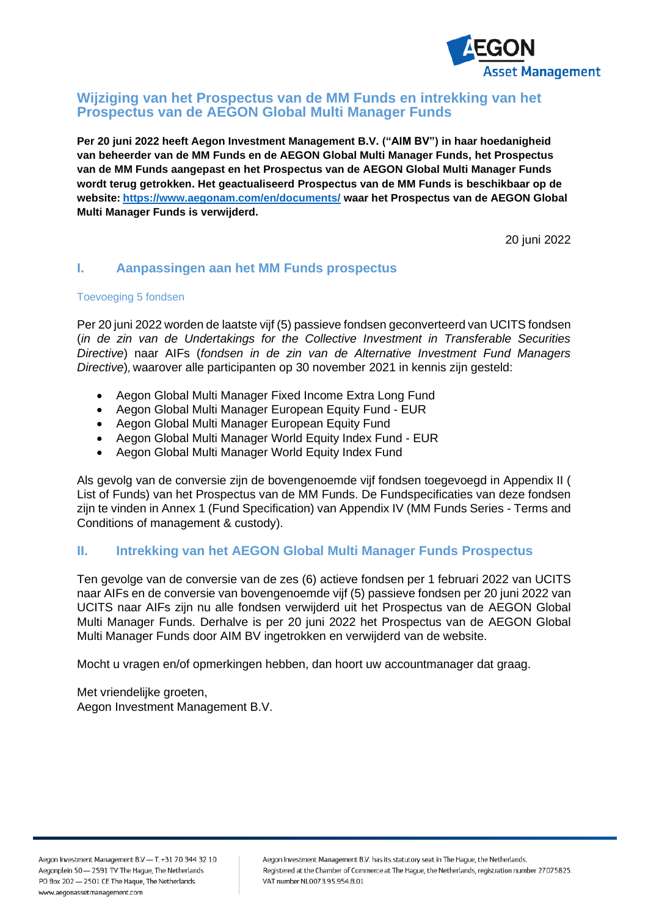# Wijziging van het Prospectus van de MM Funds en intrekking van het Prospectus van de AEGON Global Multi Manager Funds

**Per 20 juni 2022 heeft Aegon Investment Management B.V. ("AIM BV") in haar hoedanigheid van beheerder van de MM Funds en de AEGON Global Multi Manager Funds, het Prospectus van de MM Funds aangepast en het Prospectus van de AEGON Global Multi Manager Funds wordt terug getrokken. Het geactualiseerd Prospectus van de MM Funds is beschikbaar op de website: https://www.aegonam.com/en/documents/ waar het Prospectus van de AEGON Global Multi Manager Funds is verwijderd.**

20 juni 2022

## I. Aanpassingen aan het MM Funds prospectus

### Toevoeging 5 fondsen

Per 20 juni 2022 worden de laatste vijf (5) passieve fondsen geconverteerd van UCITS fondsen (*in de zin van de Undertakings for the Collective Investment in Transferable Securities Directive*) naar AIFs (*fondsen in de zin van de Alternative Investment Fund Managers Directive*), waarover alle participanten op 30 november 2021 in kennis zijn gesteld:

- Aegon Global Multi Manager Fixed Income Extra Long Fund
- Aegon Global Multi Manager European Equity Fund - EUR
- Aegon Global Multi Manager European Equity Fund
- Aegon Global Multi Manager World Equity Index Fund - EUR
- Aegon Global Multi Manager World Equity Index Fund

Als gevolg van de conversie zijn de bovengenoemde vijf fondsen toegevoegd in Appendix II ( List of Funds) van het Prospectus van de MM Funds. De Fundspecificaties van deze fondsen zijn te vinden in Annex 1 (Fund Specification) van Appendix IV (MM Funds Series - Terms and Conditions of management & custody).

## II. Intrekking van het AEGON Global Multi Manager Funds Prospectus

Ten gevolge van de conversie van de zes (6) actieve fondsen per 1 februari 2022 van UCITS naar AIFs en de conversie van bovengenoemde vijf (5) passieve fondsen per 20 juni 2022 van UCITS naar AIFs zijn nu alle fondsen verwijderd uit het Prospectus van de AEGON Global Multi Manager Funds. Derhalve is per 20 juni 2022 het Prospectus van de AEGON Global Multi Manager Funds door AIM BV ingetrokken en verwijderd van de website.

Mocht u vragen en/of opmerkingen hebben, dan hoort uw accountmanager dat graag.

Met vriendelijke groeten,
Aegon Investment Management B.V.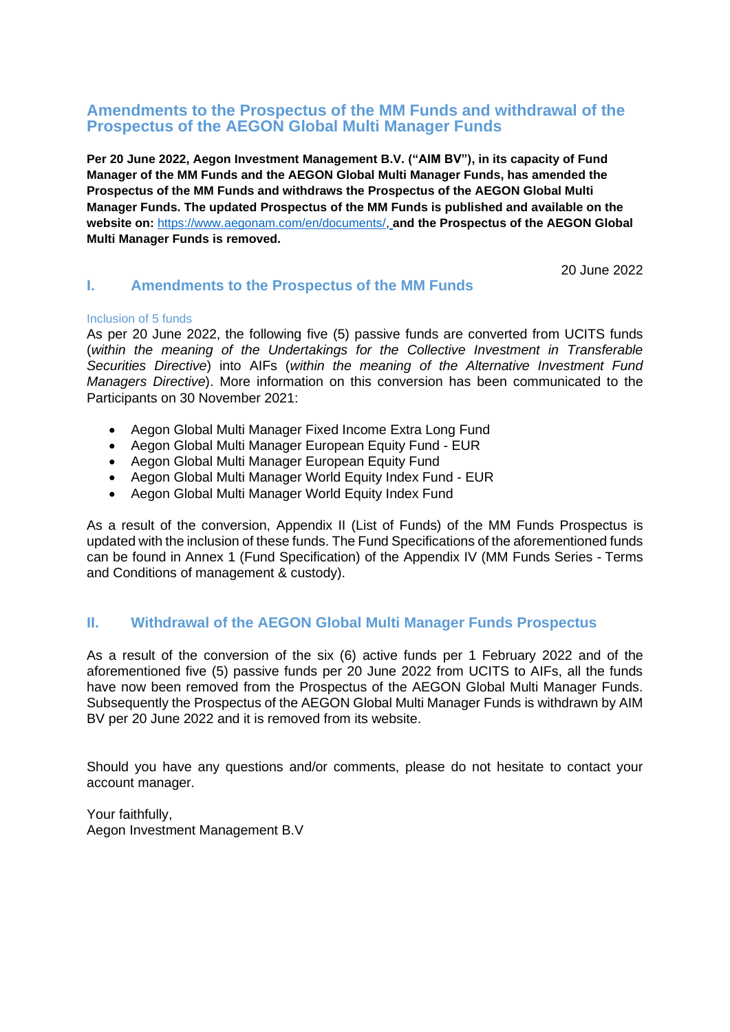# Amendments to the Prospectus of the MM Funds and withdrawal of the Prospectus of the AEGON Global Multi Manager Funds

**Per 20 June 2022, Aegon Investment Management B.V. ("AIM BV"), in its capacity of Fund Manager of the MM Funds and the AEGON Global Multi Manager Funds, has amended the Prospectus of the MM Funds and withdraws the Prospectus of the AEGON Global Multi Manager Funds. The updated Prospectus of the MM Funds is published and available on the website on:** https://www.aegonam.com/en/documents/, **and the Prospectus of the AEGON Global Multi Manager Funds is removed.**

20 June 2022

## I. Amendments to the Prospectus of the MM Funds

### Inclusion of 5 funds

As per 20 June 2022, the following five (5) passive funds are converted from UCITS funds (*within the meaning of the Undertakings for the Collective Investment in Transferable Securities Directive*) into AIFs (*within the meaning of the Alternative Investment Fund Managers Directive*). More information on this conversion has been communicated to the Participants on 30 November 2021:

- Aegon Global Multi Manager Fixed Income Extra Long Fund
- Aegon Global Multi Manager European Equity Fund - EUR
- Aegon Global Multi Manager European Equity Fund
- Aegon Global Multi Manager World Equity Index Fund - EUR
- Aegon Global Multi Manager World Equity Index Fund

As a result of the conversion, Appendix II (List of Funds) of the MM Funds Prospectus is updated with the inclusion of these funds. The Fund Specifications of the aforementioned funds can be found in Annex 1 (Fund Specification) of the Appendix IV (MM Funds Series - Terms and Conditions of management & custody).

## II. Withdrawal of the AEGON Global Multi Manager Funds Prospectus

As a result of the conversion of the six (6) active funds per 1 February 2022 and of the aforementioned five (5) passive funds per 20 June 2022 from UCITS to AIFs, all the funds have now been removed from the Prospectus of the AEGON Global Multi Manager Funds. Subsequently the Prospectus of the AEGON Global Multi Manager Funds is withdrawn by AIM BV per 20 June 2022 and it is removed from its website.

Should you have any questions and/or comments, please do not hesitate to contact your account manager.

Your faithfully,
Aegon Investment Management B.V